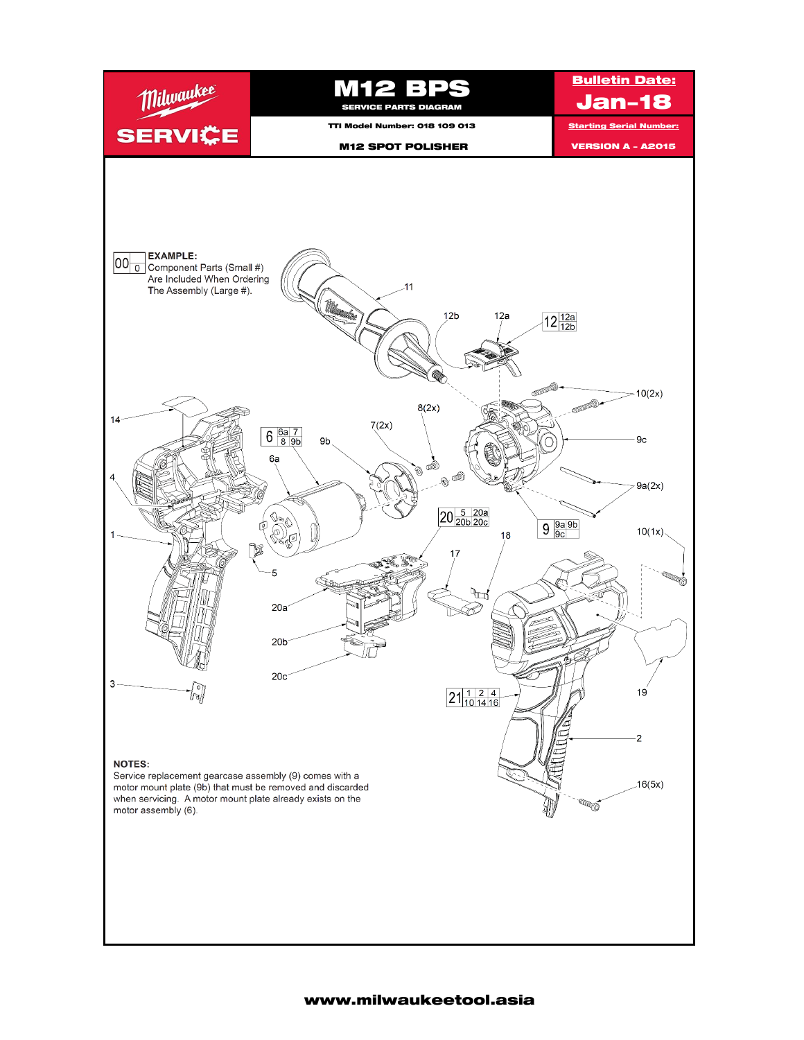# M12 BPS

**SERVICE PARTS DIAGRAM**

**Bulletin Date: Jan-18**

**TTI Model Number: 018 109 013**

**M12 SPOT POLISHER**

**Starting Serial Number:**

**VERSION A - A2015**

**EXAMPLE:**
Component Parts (Small #) Are Included When Ordering The Assembly (Large #).

| Assembly | Component Parts |
|---|---|
| 00 | 0 |
| 6 | 6a, 7, 8, 9b |
| 9 | 9a, 9b, 9c |
| 12 | 12a, 12b |
| 20 | 5, 20a, 20b, 20c |
| 21 | 1, 2, 4, 10, 14, 16 |

Diagram labels: 1, 2, 3, 4, 5, 6a, 7(2x), 8(2x), 9a(2x), 9b, 9c, 10(2x), 10(1x), 11, 12a, 12b, 14, 16(5x), 17, 18, 19, 20a, 20b, 20c

**NOTES:**
Service replacement gearcase assembly (9) comes with a motor mount plate (9b) that must be removed and discarded when servicing. A motor mount plate already exists on the motor assembly (6).

www.milwaukeetool.asia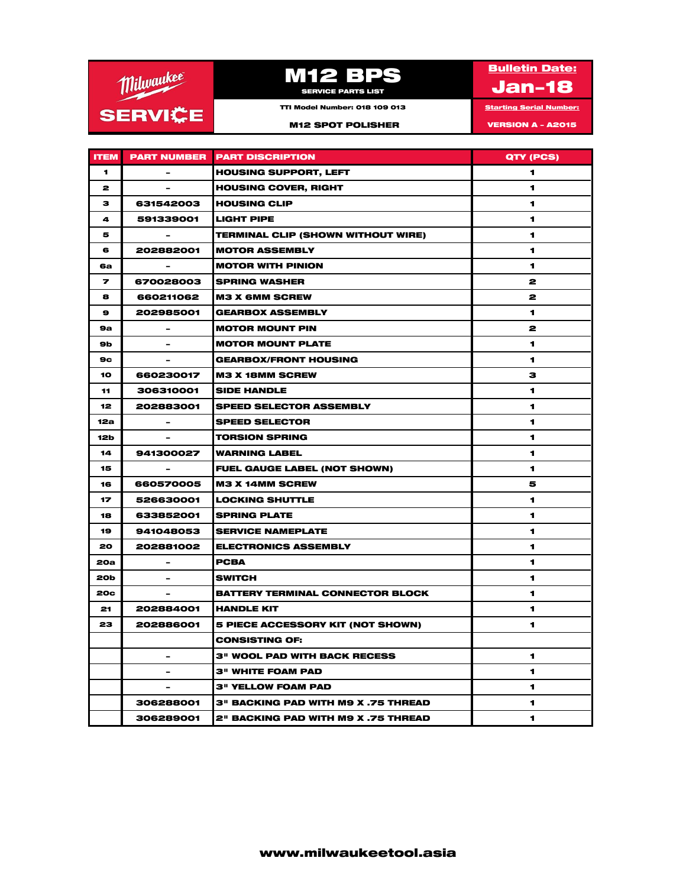# M12 BPS

**SERVICE PARTS LIST**

**Milwaukee SERVICE**

**Bulletin Date:** Jan-18

TTI Model Number: 018 109 013

**M12 SPOT POLISHER**

**Starting Serial Number:** VERSION A - A2015

| ITEM | PART NUMBER | PART DISCRIPTION | QTY (PCS) |
|---|---|---|---|
| 1 | - | HOUSING SUPPORT, LEFT | 1 |
| 2 | - | HOUSING COVER, RIGHT | 1 |
| 3 | 631542003 | HOUSING CLIP | 1 |
| 4 | 591339001 | LIGHT PIPE | 1 |
| 5 | - | TERMINAL CLIP (SHOWN WITHOUT WIRE) | 1 |
| 6 | 202882001 | MOTOR ASSEMBLY | 1 |
| 6a | - | MOTOR WITH PINION | 1 |
| 7 | 670028003 | SPRING WASHER | 2 |
| 8 | 660211062 | M3 X 6MM SCREW | 2 |
| 9 | 202985001 | GEARBOX ASSEMBLY | 1 |
| 9a | - | MOTOR MOUNT PIN | 2 |
| 9b | - | MOTOR MOUNT PLATE | 1 |
| 9c | - | GEARBOX/FRONT HOUSING | 1 |
| 10 | 660230017 | M3 X 18MM SCREW | 3 |
| 11 | 306310001 | SIDE HANDLE | 1 |
| 12 | 202883001 | SPEED SELECTOR ASSEMBLY | 1 |
| 12a | - | SPEED SELECTOR | 1 |
| 12b | - | TORSION SPRING | 1 |
| 14 | 941300027 | WARNING LABEL | 1 |
| 15 | - | FUEL GAUGE LABEL (NOT SHOWN) | 1 |
| 16 | 660570005 | M3 X 14MM SCREW | 5 |
| 17 | 526630001 | LOCKING SHUTTLE | 1 |
| 18 | 633852001 | SPRING PLATE | 1 |
| 19 | 941048053 | SERVICE NAMEPLATE | 1 |
| 20 | 202881002 | ELECTRONICS ASSEMBLY | 1 |
| 20a | - | PCBA | 1 |
| 20b | - | SWITCH | 1 |
| 20c | - | BATTERY TERMINAL CONNECTOR BLOCK | 1 |
| 21 | 202884001 | HANDLE KIT | 1 |
| 23 | 202886001 | 5 PIECE ACCESSORY KIT (NOT SHOWN) | 1 |
| | | CONSISTING OF: | |
| | - | 3" WOOL PAD WITH BACK RECESS | 1 |
| | - | 3" WHITE FOAM PAD | 1 |
| | - | 3" YELLOW FOAM PAD | 1 |
| | 306288001 | 3" BACKING PAD WITH M9 X .75 THREAD | 1 |
| | 306289001 | 2" BACKING PAD WITH M9 X .75 THREAD | 1 |

www.milwaukeetool.asia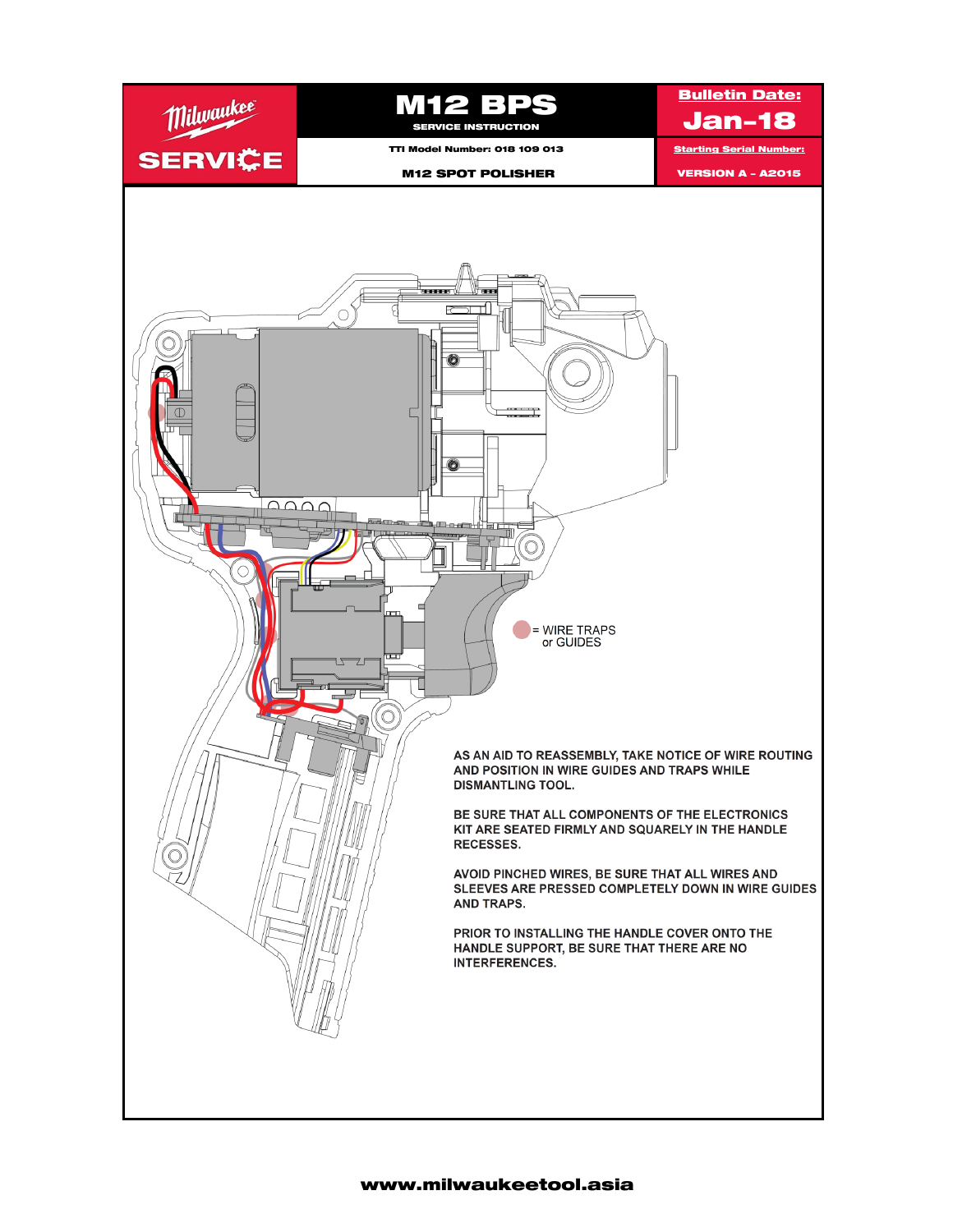Milwaukee SERVICE

# M12 BPS

SERVICE INSTRUCTION

TTI Model Number: 018 109 013

M12 SPOT POLISHER

**Bulletin Date:**

**Jan-18**

**Starting Serial Number:**

**VERSION A - A2015**

= WIRE TRAPS or GUIDES

AS AN AID TO REASSEMBLY, TAKE NOTICE OF WIRE ROUTING AND POSITION IN WIRE GUIDES AND TRAPS WHILE DISMANTLING TOOL.

BE SURE THAT ALL COMPONENTS OF THE ELECTRONICS KIT ARE SEATED FIRMLY AND SQUARELY IN THE HANDLE RECESSES.

AVOID PINCHED WIRES, BE SURE THAT ALL WIRES AND SLEEVES ARE PRESSED COMPLETELY DOWN IN WIRE GUIDES AND TRAPS.

PRIOR TO INSTALLING THE HANDLE COVER ONTO THE HANDLE SUPPORT, BE SURE THAT THERE ARE NO INTERFERENCES.

www.milwaukeetool.asia